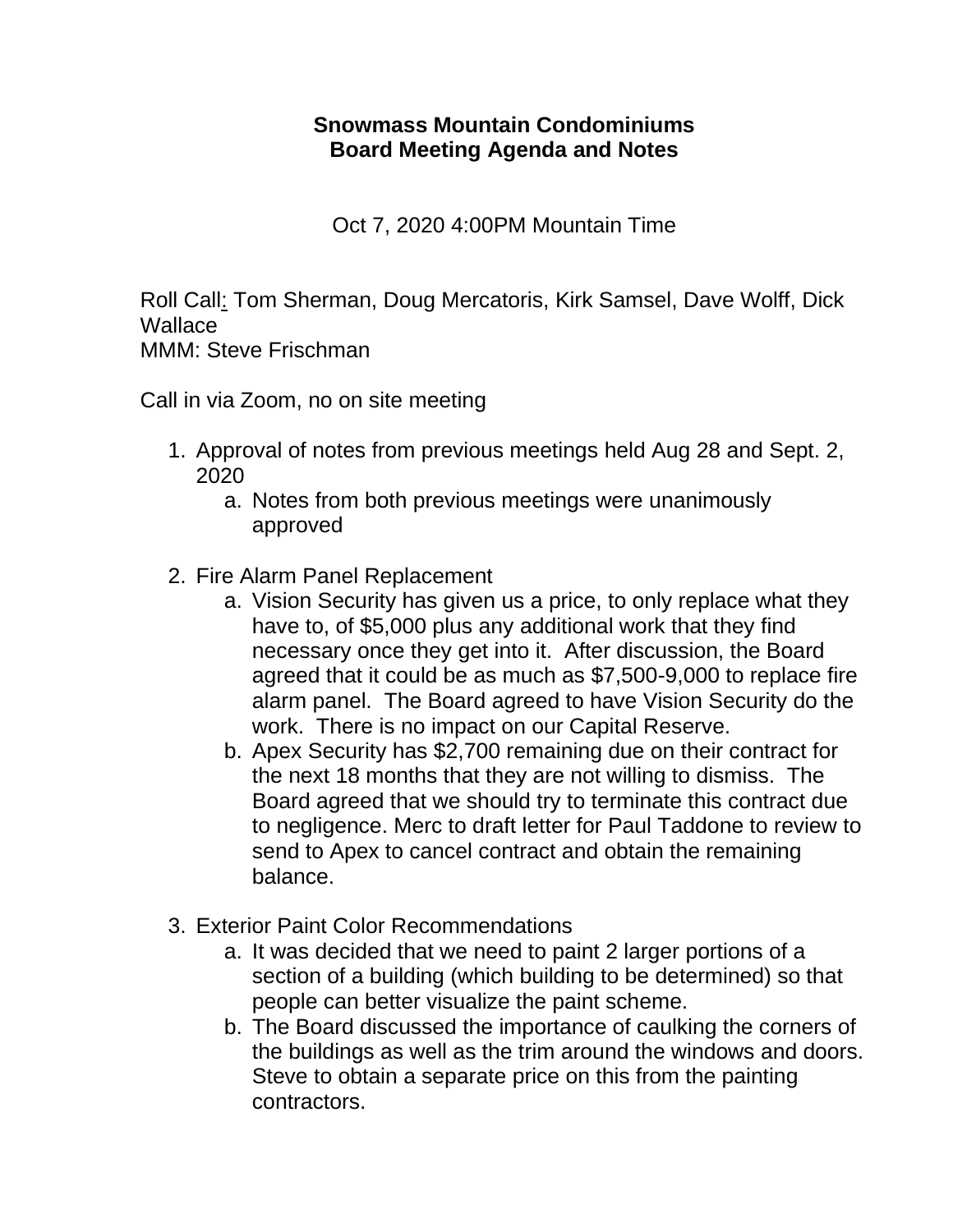**Snowmass Mountain Condominiums**
**Board Meeting Agenda and Notes**

Oct 7, 2020 4:00PM Mountain Time

Roll Call: Tom Sherman, Doug Mercatoris, Kirk Samsel, Dave Wolff, Dick Wallace
MMM: Steve Frischman

Call in via Zoom, no on site meeting

1. Approval of notes from previous meetings held Aug 28 and Sept. 2, 2020
    a. Notes from both previous meetings were unanimously approved

2. Fire Alarm Panel Replacement
    a. Vision Security has given us a price, to only replace what they have to, of $5,000 plus any additional work that they find necessary once they get into it. After discussion, the Board agreed that it could be as much as $7,500-9,000 to replace fire alarm panel. The Board agreed to have Vision Security do the work. There is no impact on our Capital Reserve.
    b. Apex Security has $2,700 remaining due on their contract for the next 18 months that they are not willing to dismiss. The Board agreed that we should try to terminate this contract due to negligence. Merc to draft letter for Paul Taddone to review to send to Apex to cancel contract and obtain the remaining balance.

3. Exterior Paint Color Recommendations
    a. It was decided that we need to paint 2 larger portions of a section of a building (which building to be determined) so that people can better visualize the paint scheme.
    b. The Board discussed the importance of caulking the corners of the buildings as well as the trim around the windows and doors. Steve to obtain a separate price on this from the painting contractors.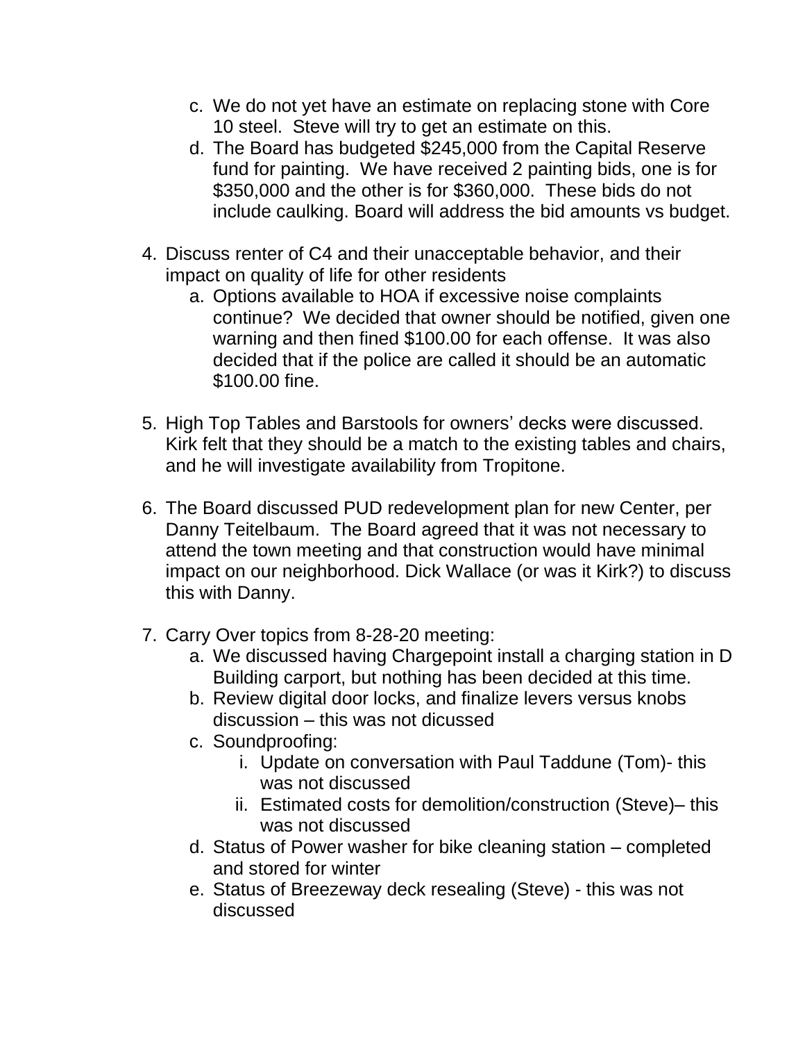c. We do not yet have an estimate on replacing stone with Core 10 steel. Steve will try to get an estimate on this.
d. The Board has budgeted $245,000 from the Capital Reserve fund for painting. We have received 2 painting bids, one is for $350,000 and the other is for $360,000. These bids do not include caulking. Board will address the bid amounts vs budget.

4. Discuss renter of C4 and their unacceptable behavior, and their impact on quality of life for other residents
   a. Options available to HOA if excessive noise complaints continue? We decided that owner should be notified, given one warning and then fined $100.00 for each offense. It was also decided that if the police are called it should be an automatic $100.00 fine.

5. High Top Tables and Barstools for owners' decks were discussed. Kirk felt that they should be a match to the existing tables and chairs, and he will investigate availability from Tropitone.

6. The Board discussed PUD redevelopment plan for new Center, per Danny Teitelbaum. The Board agreed that it was not necessary to attend the town meeting and that construction would have minimal impact on our neighborhood. Dick Wallace (or was it Kirk?) to discuss this with Danny.

7. Carry Over topics from 8-28-20 meeting:
   a. We discussed having Chargepoint install a charging station in D Building carport, but nothing has been decided at this time.
   b. Review digital door locks, and finalize levers versus knobs discussion – this was not dicussed
   c. Soundproofing:
      i. Update on conversation with Paul Taddune (Tom)- this was not discussed
      ii. Estimated costs for demolition/construction (Steve)– this was not discussed
   d. Status of Power washer for bike cleaning station – completed and stored for winter
   e. Status of Breezeway deck resealing (Steve) - this was not discussed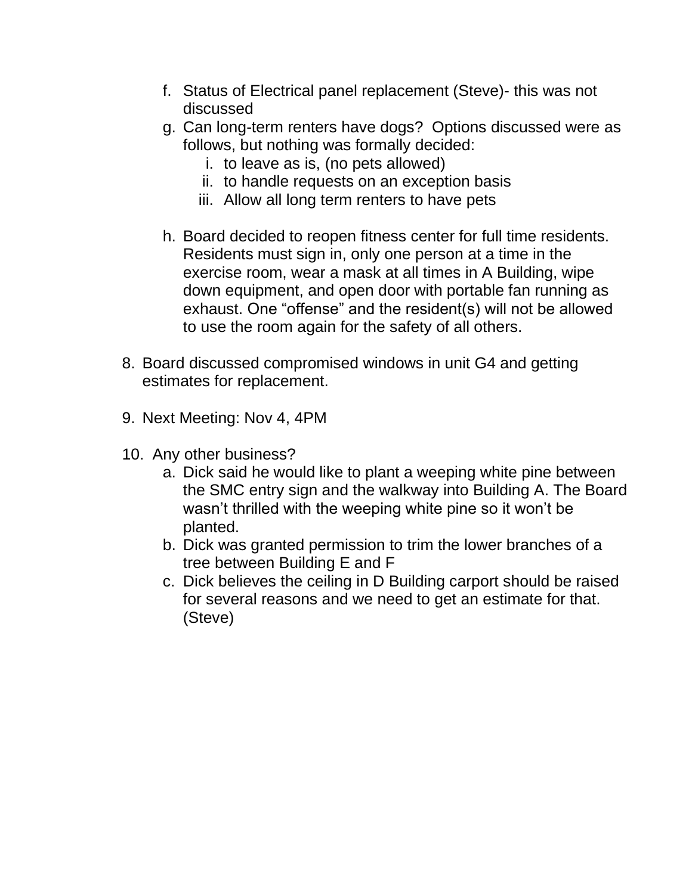f. Status of Electrical panel replacement (Steve)- this was not discussed
g. Can long-term renters have dogs? Options discussed were as follows, but nothing was formally decided:
    i. to leave as is, (no pets allowed)
    ii. to handle requests on an exception basis
    iii. Allow all long term renters to have pets

h. Board decided to reopen fitness center for full time residents. Residents must sign in, only one person at a time in the exercise room, wear a mask at all times in A Building, wipe down equipment, and open door with portable fan running as exhaust. One "offense" and the resident(s) will not be allowed to use the room again for the safety of all others.

8. Board discussed compromised windows in unit G4 and getting estimates for replacement.

9. Next Meeting: Nov 4, 4PM

10. Any other business?
    a. Dick said he would like to plant a weeping white pine between the SMC entry sign and the walkway into Building A. The Board wasn't thrilled with the weeping white pine so it won't be planted.
    b. Dick was granted permission to trim the lower branches of a tree between Building E and F
    c. Dick believes the ceiling in D Building carport should be raised for several reasons and we need to get an estimate for that. (Steve)